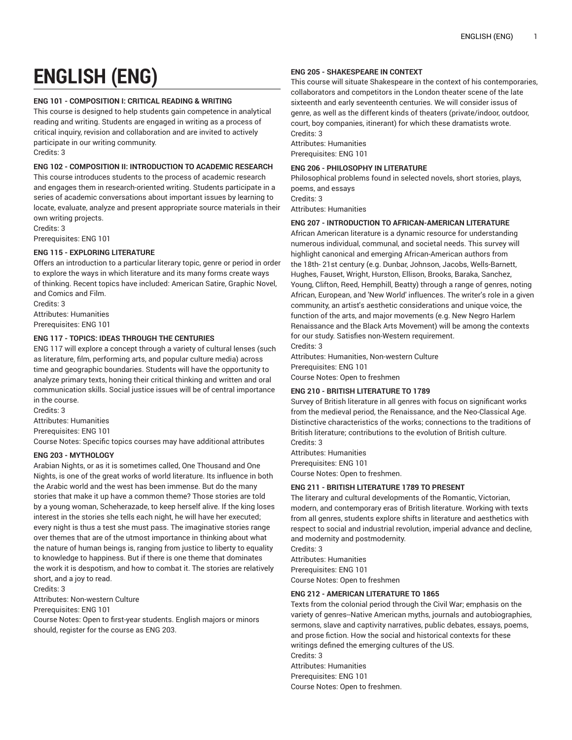# ENGLISH (ENG)

**ENG 101 - COMPOSITION I: CRITICAL READING & WRITING**

This course is designed to help students gain competence in analytical reading and writing. Students are engaged in writing as a process of critical inquiry, revision and collaboration and are invited to actively participate in our writing community.
Credits: 3

**ENG 102 - COMPOSITION II: INTRODUCTION TO ACADEMIC RESEARCH**

This course introduces students to the process of academic research and engages them in research-oriented writing. Students participate in a series of academic conversations about important issues by learning to locate, evaluate, analyze and present appropriate source materials in their own writing projects.
Credits: 3
Prerequisites: ENG 101

**ENG 115 - EXPLORING LITERATURE**

Offers an introduction to a particular literary topic, genre or period in order to explore the ways in which literature and its many forms create ways of thinking. Recent topics have included: American Satire, Graphic Novel, and Comics and Film.
Credits: 3
Attributes: Humanities
Prerequisites: ENG 101

**ENG 117 - TOPICS: IDEAS THROUGH THE CENTURIES**

ENG 117 will explore a concept through a variety of cultural lenses (such as literature, film, performing arts, and popular culture media) across time and geographic boundaries. Students will have the opportunity to analyze primary texts, honing their critical thinking and written and oral communication skills. Social justice issues will be of central importance in the course.
Credits: 3
Attributes: Humanities
Prerequisites: ENG 101
Course Notes: Specific topics courses may have additional attributes

**ENG 203 - MYTHOLOGY**

Arabian Nights, or as it is sometimes called, One Thousand and One Nights, is one of the great works of world literature. Its influence in both the Arabic world and the west has been immense. But do the many stories that make it up have a common theme? Those stories are told by a young woman, Scheherazade, to keep herself alive. If the king loses interest in the stories she tells each night, he will have her executed; every night is thus a test she must pass. The imaginative stories range over themes that are of the utmost importance in thinking about what the nature of human beings is, ranging from justice to liberty to equality to knowledge to happiness. But if there is one theme that dominates the work it is despotism, and how to combat it. The stories are relatively short, and a joy to read.
Credits: 3
Attributes: Non-western Culture
Prerequisites: ENG 101
Course Notes: Open to first-year students. English majors or minors should, register for the course as ENG 203.

**ENG 205 - SHAKESPEARE IN CONTEXT**

This course will situate Shakespeare in the context of his contemporaries, collaborators and competitors in the London theater scene of the late sixteenth and early seventeenth centuries. We will consider issus of genre, as well as the different kinds of theaters (private/indoor, outdoor, court, boy companies, itinerant) for which these dramatists wrote.
Credits: 3
Attributes: Humanities
Prerequisites: ENG 101

**ENG 206 - PHILOSOPHY IN LITERATURE**

Philosophical problems found in selected novels, short stories, plays, poems, and essays
Credits: 3
Attributes: Humanities

**ENG 207 - INTRODUCTION TO AFRICAN-AMERICAN LITERATURE**

African American literature is a dynamic resource for understanding numerous individual, communal, and societal needs. This survey will highlight canonical and emerging African-American authors from the 18th- 21st century (e.g. Dunbar, Johnson, Jacobs, Wells-Barnett, Hughes, Fauset, Wright, Hurston, Ellison, Brooks, Baraka, Sanchez, Young, Clifton, Reed, Hemphill, Beatty) through a range of genres, noting African, European, and 'New World' influences. The writer's role in a given community, an artist's aesthetic considerations and unique voice, the function of the arts, and major movements (e.g. New Negro Harlem Renaissance and the Black Arts Movement) will be among the contexts for our study. Satisfies non-Western requirement.
Credits: 3
Attributes: Humanities, Non-western Culture
Prerequisites: ENG 101
Course Notes: Open to freshmen

**ENG 210 - BRITISH LITERATURE TO 1789**

Survey of British literature in all genres with focus on significant works from the medieval period, the Renaissance, and the Neo-Classical Age. Distinctive characteristics of the works; connections to the traditions of British literature; contributions to the evolution of British culture.
Credits: 3
Attributes: Humanities
Prerequisites: ENG 101
Course Notes: Open to freshmen.

**ENG 211 - BRITISH LITERATURE 1789 TO PRESENT**

The literary and cultural developments of the Romantic, Victorian, modern, and contemporary eras of British literature. Working with texts from all genres, students explore shifts in literature and aesthetics with respect to social and industrial revolution, imperial advance and decline, and modernity and postmodernity.
Credits: 3
Attributes: Humanities
Prerequisites: ENG 101
Course Notes: Open to freshmen

**ENG 212 - AMERICAN LITERATURE TO 1865**

Texts from the colonial period through the Civil War; emphasis on the variety of genres--Native American myths, journals and autobiographies, sermons, slave and captivity narratives, public debates, essays, poems, and prose fiction. How the social and historical contexts for these writings defined the emerging cultures of the US.
Credits: 3
Attributes: Humanities
Prerequisites: ENG 101
Course Notes: Open to freshmen.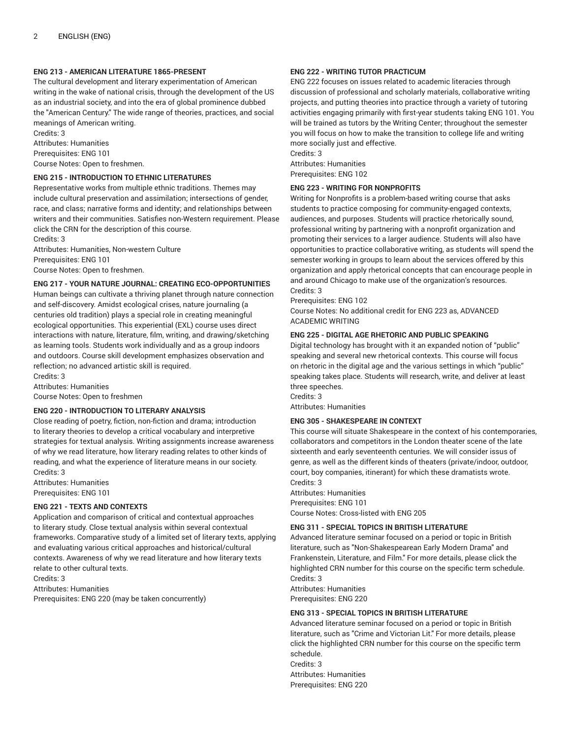### ENG 213 - AMERICAN LITERATURE 1865-PRESENT

The cultural development and literary experimentation of American writing in the wake of national crisis, through the development of the US as an industrial society, and into the era of global prominence dubbed the "American Century." The wide range of theories, practices, and social meanings of American writing.

Credits: 3
Attributes: Humanities
Prerequisites: ENG 101
Course Notes: Open to freshmen.

### ENG 215 - INTRODUCTION TO ETHNIC LITERATURES

Representative works from multiple ethnic traditions. Themes may include cultural preservation and assimilation; intersections of gender, race, and class; narrative forms and identity; and relationships between writers and their communities. Satisfies non-Western requirement. Please click the CRN for the description of this course.

Credits: 3
Attributes: Humanities, Non-western Culture
Prerequisites: ENG 101
Course Notes: Open to freshmen.

### ENG 217 - YOUR NATURE JOURNAL: CREATING ECO-OPPORTUNITIES

Human beings can cultivate a thriving planet through nature connection and self-discovery. Amidst ecological crises, nature journaling (a centuries old tradition) plays a special role in creating meaningful ecological opportunities. This experiential (EXL) course uses direct interactions with nature, literature, film, writing, and drawing/sketching as learning tools. Students work individually and as a group indoors and outdoors. Course skill development emphasizes observation and reflection; no advanced artistic skill is required.

Credits: 3
Attributes: Humanities
Course Notes: Open to freshmen

### ENG 220 - INTRODUCTION TO LITERARY ANALYSIS

Close reading of poetry, fiction, non-fiction and drama; introduction to literary theories to develop a critical vocabulary and interpretive strategies for textual analysis. Writing assignments increase awareness of why we read literature, how literary reading relates to other kinds of reading, and what the experience of literature means in our society.

Credits: 3
Attributes: Humanities
Prerequisites: ENG 101

### ENG 221 - TEXTS AND CONTEXTS

Application and comparison of critical and contextual approaches to literary study. Close textual analysis within several contextual frameworks. Comparative study of a limited set of literary texts, applying and evaluating various critical approaches and historical/cultural contexts. Awareness of why we read literature and how literary texts relate to other cultural texts.

Credits: 3
Attributes: Humanities
Prerequisites: ENG 220 (may be taken concurrently)

### ENG 222 - WRITING TUTOR PRACTICUM

ENG 222 focuses on issues related to academic literacies through discussion of professional and scholarly materials, collaborative writing projects, and putting theories into practice through a variety of tutoring activities engaging primarily with first-year students taking ENG 101. You will be trained as tutors by the Writing Center; throughout the semester you will focus on how to make the transition to college life and writing more socially just and effective.

Credits: 3
Attributes: Humanities
Prerequisites: ENG 102

### ENG 223 - WRITING FOR NONPROFITS

Writing for Nonprofits is a problem-based writing course that asks students to practice composing for community-engaged contexts, audiences, and purposes. Students will practice rhetorically sound, professional writing by partnering with a nonprofit organization and promoting their services to a larger audience. Students will also have opportunities to practice collaborative writing, as students will spend the semester working in groups to learn about the services offered by this organization and apply rhetorical concepts that can encourage people in and around Chicago to make use of the organization's resources.

Credits: 3
Prerequisites: ENG 102
Course Notes: No additional credit for ENG 223 as, ADVANCED ACADEMIC WRITING

### ENG 225 - DIGITAL AGE RHETORIC AND PUBLIC SPEAKING

Digital technology has brought with it an expanded notion of "public" speaking and several new rhetorical contexts. This course will focus on rhetoric in the digital age and the various settings in which "public" speaking takes place. Students will research, write, and deliver at least three speeches.

Credits: 3
Attributes: Humanities

### ENG 305 - SHAKESPEARE IN CONTEXT

This course will situate Shakespeare in the context of his contemporaries, collaborators and competitors in the London theater scene of the late sixteenth and early seventeenth centuries. We will consider issus of genre, as well as the different kinds of theaters (private/indoor, outdoor, court, boy companies, itinerant) for which these dramatists wrote.

Credits: 3
Attributes: Humanities
Prerequisites: ENG 101
Course Notes: Cross-listed with ENG 205

### ENG 311 - SPECIAL TOPICS IN BRITISH LITERATURE

Advanced literature seminar focused on a period or topic in British literature, such as "Non-Shakespearean Early Modern Drama" and Frankenstein, Literature, and Film." For more details, please click the highlighted CRN number for this course on the specific term schedule.

Credits: 3
Attributes: Humanities
Prerequisites: ENG 220

### ENG 313 - SPECIAL TOPICS IN BRITISH LITERATURE

Advanced literature seminar focused on a period or topic in British literature, such as "Crime and Victorian Lit." For more details, please click the highlighted CRN number for this course on the specific term schedule.

Credits: 3
Attributes: Humanities
Prerequisites: ENG 220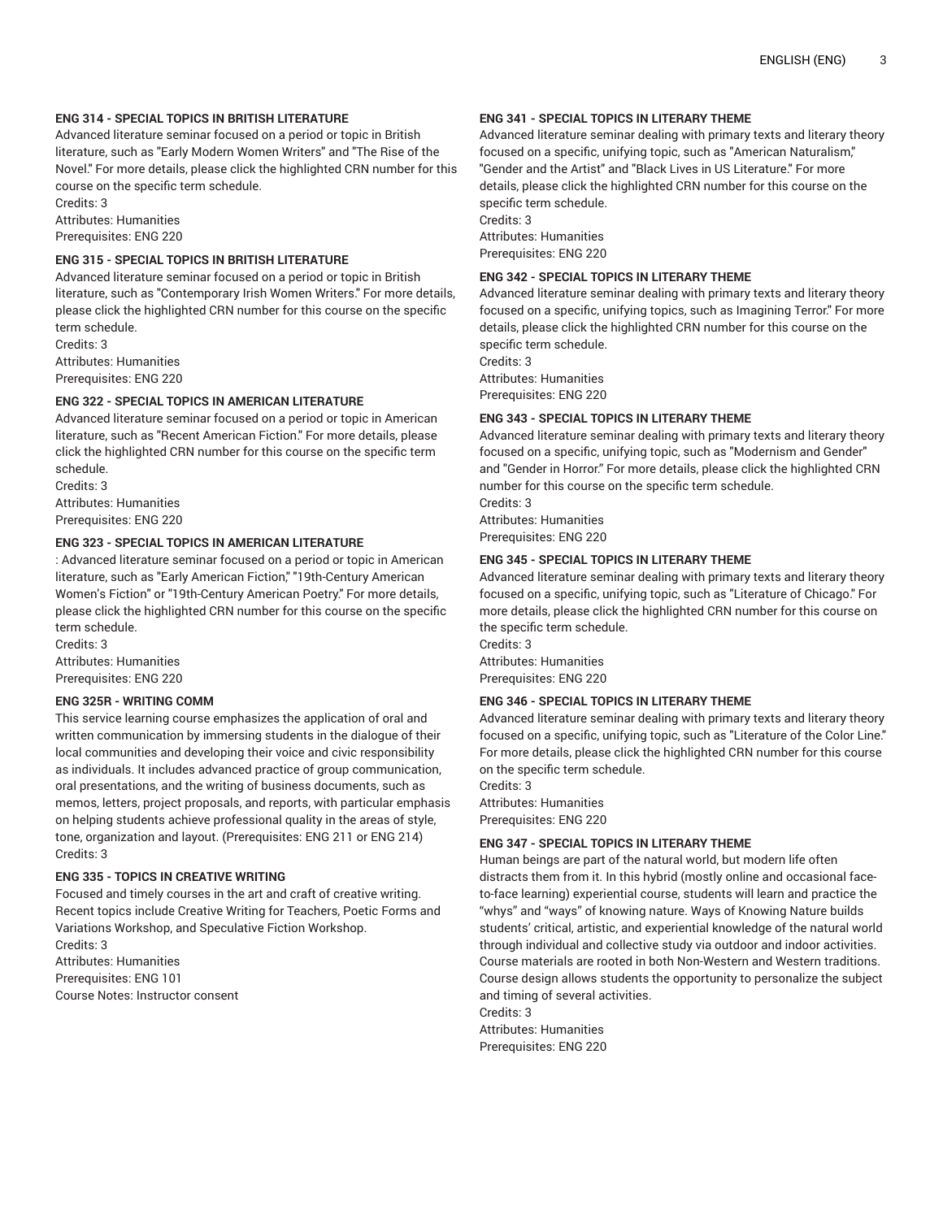#### ENG 314 - SPECIAL TOPICS IN BRITISH LITERATURE

Advanced literature seminar focused on a period or topic in British literature, such as "Early Modern Women Writers" and "The Rise of the Novel." For more details, please click the highlighted CRN number for this course on the specific term schedule.

Credits: 3

Attributes: Humanities

Prerequisites: ENG 220

#### ENG 315 - SPECIAL TOPICS IN BRITISH LITERATURE

Advanced literature seminar focused on a period or topic in British literature, such as "Contemporary Irish Women Writers." For more details, please click the highlighted CRN number for this course on the specific term schedule.

Credits: 3

Attributes: Humanities

Prerequisites: ENG 220

#### ENG 322 - SPECIAL TOPICS IN AMERICAN LITERATURE

Advanced literature seminar focused on a period or topic in American literature, such as "Recent American Fiction." For more details, please click the highlighted CRN number for this course on the specific term schedule.

Credits: 3

Attributes: Humanities

Prerequisites: ENG 220

#### ENG 323 - SPECIAL TOPICS IN AMERICAN LITERATURE

: Advanced literature seminar focused on a period or topic in American literature, such as "Early American Fiction," "19th-Century American Women's Fiction" or "19th-Century American Poetry." For more details, please click the highlighted CRN number for this course on the specific term schedule.

Credits: 3

Attributes: Humanities

Prerequisites: ENG 220

#### ENG 325R - WRITING COMM

This service learning course emphasizes the application of oral and written communication by immersing students in the dialogue of their local communities and developing their voice and civic responsibility as individuals. It includes advanced practice of group communication, oral presentations, and the writing of business documents, such as memos, letters, project proposals, and reports, with particular emphasis on helping students achieve professional quality in the areas of style, tone, organization and layout. (Prerequisites: ENG 211 or ENG 214)

Credits: 3

#### ENG 335 - TOPICS IN CREATIVE WRITING

Focused and timely courses in the art and craft of creative writing. Recent topics include Creative Writing for Teachers, Poetic Forms and Variations Workshop, and Speculative Fiction Workshop.

Credits: 3

Attributes: Humanities

Prerequisites: ENG 101

Course Notes: Instructor consent

#### ENG 341 - SPECIAL TOPICS IN LITERARY THEME

Advanced literature seminar dealing with primary texts and literary theory focused on a specific, unifying topic, such as "American Naturalism," "Gender and the Artist" and "Black Lives in US Literature." For more details, please click the highlighted CRN number for this course on the specific term schedule.

Credits: 3

Attributes: Humanities

Prerequisites: ENG 220

#### ENG 342 - SPECIAL TOPICS IN LITERARY THEME

Advanced literature seminar dealing with primary texts and literary theory focused on a specific, unifying topics, such as Imagining Terror." For more details, please click the highlighted CRN number for this course on the specific term schedule.

Credits: 3

Attributes: Humanities

Prerequisites: ENG 220

#### ENG 343 - SPECIAL TOPICS IN LITERARY THEME

Advanced literature seminar dealing with primary texts and literary theory focused on a specific, unifying topic, such as "Modernism and Gender" and "Gender in Horror." For more details, please click the highlighted CRN number for this course on the specific term schedule.

Credits: 3

Attributes: Humanities

Prerequisites: ENG 220

#### ENG 345 - SPECIAL TOPICS IN LITERARY THEME

Advanced literature seminar dealing with primary texts and literary theory focused on a specific, unifying topic, such as "Literature of Chicago." For more details, please click the highlighted CRN number for this course on the specific term schedule.

Credits: 3

Attributes: Humanities

Prerequisites: ENG 220

#### ENG 346 - SPECIAL TOPICS IN LITERARY THEME

Advanced literature seminar dealing with primary texts and literary theory focused on a specific, unifying topic, such as "Literature of the Color Line." For more details, please click the highlighted CRN number for this course on the specific term schedule.

Credits: 3

Attributes: Humanities

Prerequisites: ENG 220

#### ENG 347 - SPECIAL TOPICS IN LITERARY THEME

Human beings are part of the natural world, but modern life often distracts them from it. In this hybrid (mostly online and occasional face-to-face learning) experiential course, students will learn and practice the "whys" and "ways" of knowing nature. Ways of Knowing Nature builds students' critical, artistic, and experiential knowledge of the natural world through individual and collective study via outdoor and indoor activities. Course materials are rooted in both Non-Western and Western traditions. Course design allows students the opportunity to personalize the subject and timing of several activities.

Credits: 3

Attributes: Humanities

Prerequisites: ENG 220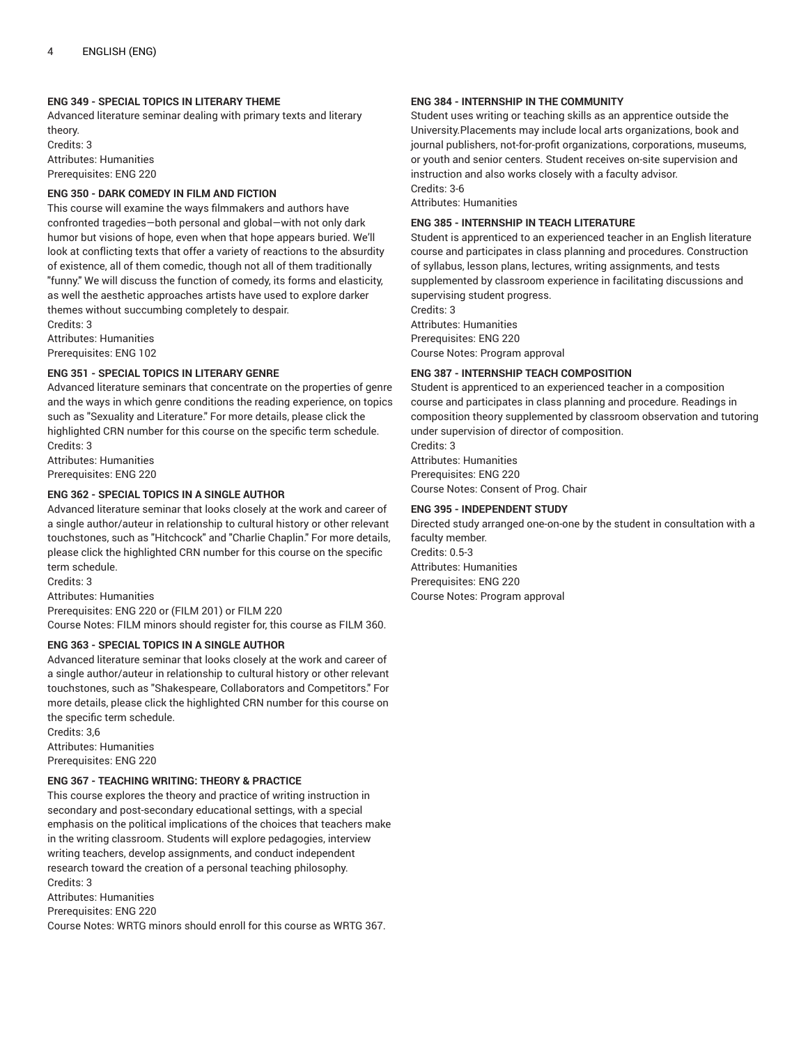#### ENG 349 - SPECIAL TOPICS IN LITERARY THEME

Advanced literature seminar dealing with primary texts and literary theory.
Credits: 3
Attributes: Humanities
Prerequisites: ENG 220

#### ENG 350 - DARK COMEDY IN FILM AND FICTION

This course will examine the ways filmmakers and authors have confronted tragedies—both personal and global—with not only dark humor but visions of hope, even when that hope appears buried. We'll look at conflicting texts that offer a variety of reactions to the absurdity of existence, all of them comedic, though not all of them traditionally "funny." We will discuss the function of comedy, its forms and elasticity, as well the aesthetic approaches artists have used to explore darker themes without succumbing completely to despair.
Credits: 3
Attributes: Humanities
Prerequisites: ENG 102

#### ENG 351 - SPECIAL TOPICS IN LITERARY GENRE

Advanced literature seminars that concentrate on the properties of genre and the ways in which genre conditions the reading experience, on topics such as "Sexuality and Literature." For more details, please click the highlighted CRN number for this course on the specific term schedule.
Credits: 3
Attributes: Humanities
Prerequisites: ENG 220

#### ENG 362 - SPECIAL TOPICS IN A SINGLE AUTHOR

Advanced literature seminar that looks closely at the work and career of a single author/auteur in relationship to cultural history or other relevant touchstones, such as "Hitchcock" and "Charlie Chaplin." For more details, please click the highlighted CRN number for this course on the specific term schedule.
Credits: 3
Attributes: Humanities
Prerequisites: ENG 220 or (FILM 201) or FILM 220
Course Notes: FILM minors should register for, this course as FILM 360.

#### ENG 363 - SPECIAL TOPICS IN A SINGLE AUTHOR

Advanced literature seminar that looks closely at the work and career of a single author/auteur in relationship to cultural history or other relevant touchstones, such as "Shakespeare, Collaborators and Competitors." For more details, please click the highlighted CRN number for this course on the specific term schedule.
Credits: 3,6
Attributes: Humanities
Prerequisites: ENG 220

#### ENG 367 - TEACHING WRITING: THEORY & PRACTICE

This course explores the theory and practice of writing instruction in secondary and post-secondary educational settings, with a special emphasis on the political implications of the choices that teachers make in the writing classroom. Students will explore pedagogies, interview writing teachers, develop assignments, and conduct independent research toward the creation of a personal teaching philosophy.
Credits: 3
Attributes: Humanities
Prerequisites: ENG 220
Course Notes: WRTG minors should enroll for this course as WRTG 367.

#### ENG 384 - INTERNSHIP IN THE COMMUNITY

Student uses writing or teaching skills as an apprentice outside the University.Placements may include local arts organizations, book and journal publishers, not-for-profit organizations, corporations, museums, or youth and senior centers. Student receives on-site supervision and instruction and also works closely with a faculty advisor.
Credits: 3-6
Attributes: Humanities

#### ENG 385 - INTERNSHIP IN TEACH LITERATURE

Student is apprenticed to an experienced teacher in an English literature course and participates in class planning and procedures. Construction of syllabus, lesson plans, lectures, writing assignments, and tests supplemented by classroom experience in facilitating discussions and supervising student progress.
Credits: 3
Attributes: Humanities
Prerequisites: ENG 220
Course Notes: Program approval

#### ENG 387 - INTERNSHIP TEACH COMPOSITION

Student is apprenticed to an experienced teacher in a composition course and participates in class planning and procedure. Readings in composition theory supplemented by classroom observation and tutoring under supervision of director of composition.
Credits: 3
Attributes: Humanities
Prerequisites: ENG 220
Course Notes: Consent of Prog. Chair

#### ENG 395 - INDEPENDENT STUDY

Directed study arranged one-on-one by the student in consultation with a faculty member.
Credits: 0.5-3
Attributes: Humanities
Prerequisites: ENG 220
Course Notes: Program approval